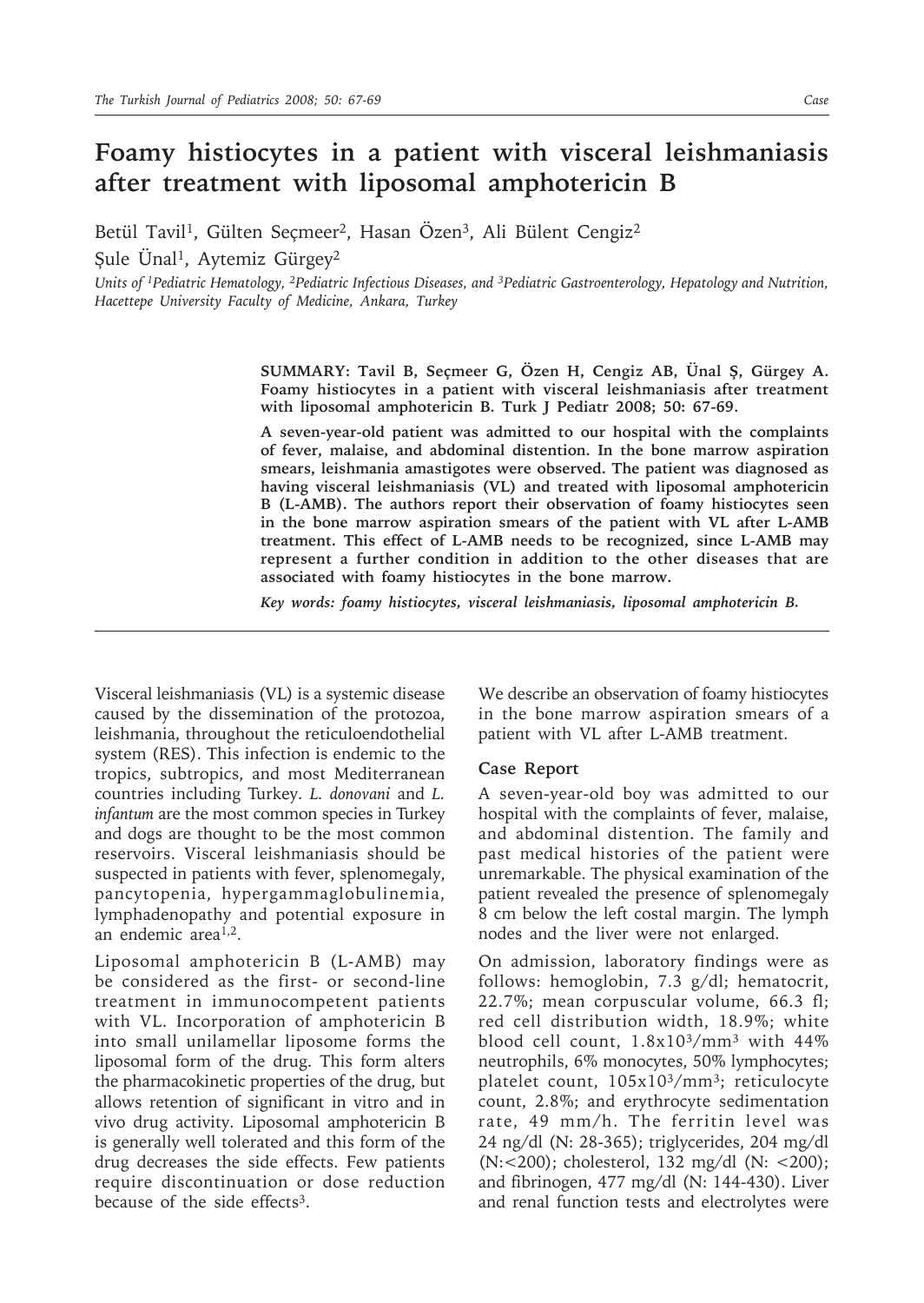# Foamy histiocytes in a patient with visceral leishmaniasis after treatment with liposomal amphotericin B

Betül Tavil[1], Gülten Seçmeer[2], Hasan Özen[3], Ali Bülent Cengiz[2]

Şule Ünal[1], Aytemiz Gürgey[2]

*Units of [1]Pediatric Hematology, [2]Pediatric Infectious Diseases, and [3]Pediatric Gastroenterology, Hepatology and Nutrition, Hacettepe University Faculty of Medicine, Ankara, Turkey*

**SUMMARY: Tavil B, Seçmeer G, Özen H, Cengiz AB, Ünal Ş, Gürgey A. Foamy histiocytes in a patient with visceral leishmaniasis after treatment with liposomal amphotericin B. Turk J Pediatr 2008; 50: 67-69.**

**A seven-year-old patient was admitted to our hospital with the complaints of fever, malaise, and abdominal distention. In the bone marrow aspiration smears, leishmania amastigotes were observed. The patient was diagnosed as having visceral leishmaniasis (VL) and treated with liposomal amphotericin B (L-AMB). The authors report their observation of foamy histiocytes seen in the bone marrow aspiration smears of the patient with VL after L-AMB treatment. This effect of L-AMB needs to be recognized, since L-AMB may represent a further condition in addition to the other diseases that are associated with foamy histiocytes in the bone marrow.**

***Key words: foamy histiocytes, visceral leishmaniasis, liposomal amphotericin B.***

---

Visceral leishmaniasis (VL) is a systemic disease caused by the dissemination of the protozoa, leishmania, throughout the reticuloendothelial system (RES). This infection is endemic to the tropics, subtropics, and most Mediterranean countries including Turkey. *L. donovani* and *L. infantum* are the most common species in Turkey and dogs are thought to be the most common reservoirs. Visceral leishmaniasis should be suspected in patients with fever, splenomegaly, pancytopenia, hypergammaglobulinemia, lymphadenopathy and potential exposure in an endemic area[1,2].

Liposomal amphotericin B (L-AMB) may be considered as the first- or second-line treatment in immunocompetent patients with VL. Incorporation of amphotericin B into small unilamellar liposome forms the liposomal form of the drug. This form alters the pharmacokinetic properties of the drug, but allows retention of significant in vitro and in vivo drug activity. Liposomal amphotericin B is generally well tolerated and this form of the drug decreases the side effects. Few patients require discontinuation or dose reduction because of the side effects[3].

We describe an observation of foamy histiocytes in the bone marrow aspiration smears of a patient with VL after L-AMB treatment.

## Case Report

A seven-year-old boy was admitted to our hospital with the complaints of fever, malaise, and abdominal distention. The family and past medical histories of the patient were unremarkable. The physical examination of the patient revealed the presence of splenomegaly 8 cm below the left costal margin. The lymph nodes and the liver were not enlarged.

On admission, laboratory findings were as follows: hemoglobin, 7.3 g/dl; hematocrit, 22.7%; mean corpuscular volume, 66.3 fl; red cell distribution width, 18.9%; white blood cell count, $1.8 \times 10^3/mm^3$ with 44% neutrophils, 6% monocytes, 50% lymphocytes; platelet count, $105 \times 10^3/mm^3$; reticulocyte count, 2.8%; and erythrocyte sedimentation rate, 49 mm/h. The ferritin level was 24 ng/dl (N: 28-365); triglycerides, 204 mg/dl (N:<200); cholesterol, 132 mg/dl (N: <200); and fibrinogen, 477 mg/dl (N: 144-430). Liver and renal function tests and electrolytes were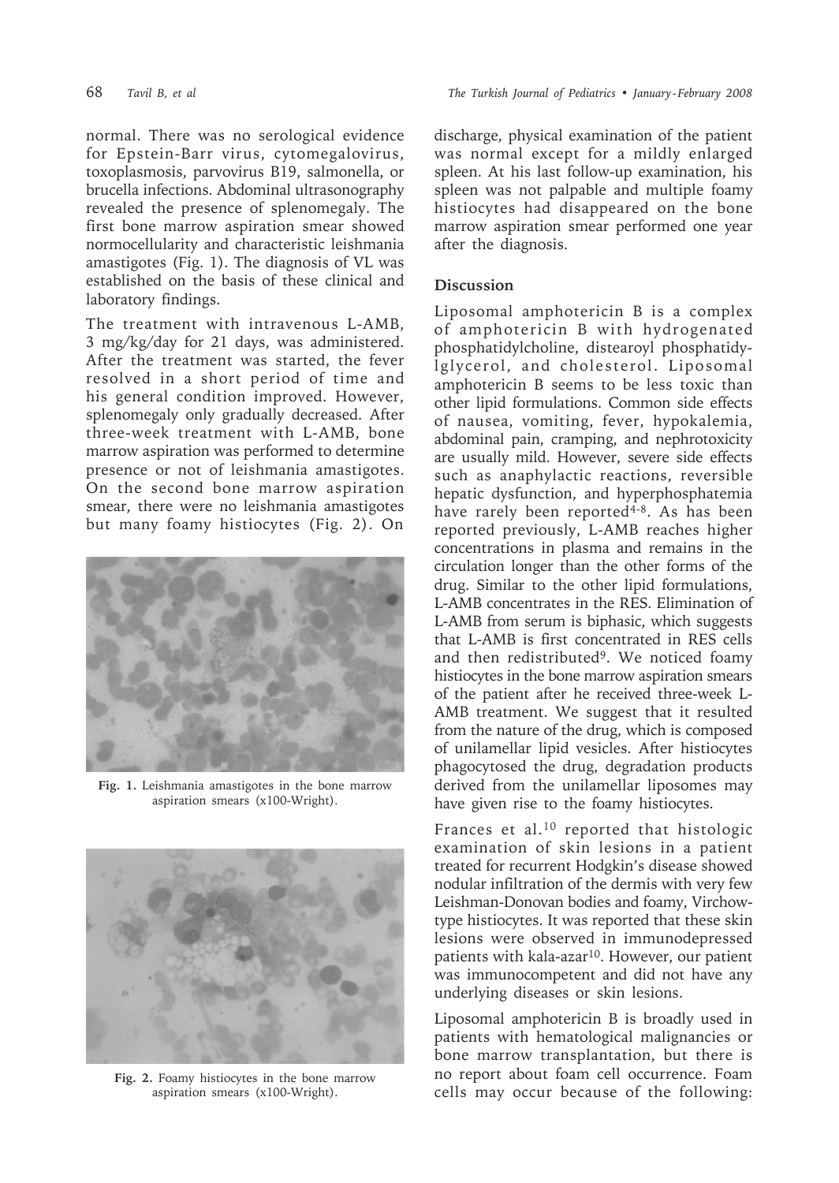normal. There was no serological evidence for Epstein-Barr virus, cytomegalovirus, toxoplasmosis, parvovirus B19, salmonella, or brucella infections. Abdominal ultrasonography revealed the presence of splenomegaly. The first bone marrow aspiration smear showed normocellularity and characteristic leishmania amastigotes (Fig. 1). The diagnosis of VL was established on the basis of these clinical and laboratory findings.

The treatment with intravenous L-AMB, 3 mg/kg/day for 21 days, was administered. After the treatment was started, the fever resolved in a short period of time and his general condition improved. However, splenomegaly only gradually decreased. After three-week treatment with L-AMB, bone marrow aspiration was performed to determine presence or not of leishmania amastigotes. On the second bone marrow aspiration smear, there were no leishmania amastigotes but many foamy histiocytes (Fig. 2). On discharge, physical examination of the patient was normal except for a mildly enlarged spleen. At his last follow-up examination, his spleen was not palpable and multiple foamy histiocytes had disappeared on the bone marrow aspiration smear performed one year after the diagnosis.

**Fig. 1.** Leishmania amastigotes in the bone marrow aspiration smears (x100-Wright).

**Fig. 2.** Foamy histiocytes in the bone marrow aspiration smears (x100-Wright).

## Discussion

Liposomal amphotericin B is a complex of amphotericin B with hydrogenated phosphatidylcholine, distearoyl phosphatidylglycerol, and cholesterol. Liposomal amphotericin B seems to be less toxic than other lipid formulations. Common side effects of nausea, vomiting, fever, hypokalemia, abdominal pain, cramping, and nephrotoxicity are usually mild. However, severe side effects such as anaphylactic reactions, reversible hepatic dysfunction, and hyperphosphatemia have rarely been reported[4-8]. As has been reported previously, L-AMB reaches higher concentrations in plasma and remains in the circulation longer than the other forms of the drug. Similar to the other lipid formulations, L-AMB concentrates in the RES. Elimination of L-AMB from serum is biphasic, which suggests that L-AMB is first concentrated in RES cells and then redistributed[9]. We noticed foamy histiocytes in the bone marrow aspiration smears of the patient after he received three-week L-AMB treatment. We suggest that it resulted from the nature of the drug, which is composed of unilamellar lipid vesicles. After histiocytes phagocytosed the drug, degradation products derived from the unilamellar liposomes may have given rise to the foamy histiocytes.

Frances et al.[10] reported that histologic examination of skin lesions in a patient treated for recurrent Hodgkin's disease showed nodular infiltration of the dermis with very few Leishman-Donovan bodies and foamy, Virchow-type histiocytes. It was reported that these skin lesions were observed in immunodepressed patients with kala-azar[10]. However, our patient was immunocompetent and did not have any underlying diseases or skin lesions.

Liposomal amphotericin B is broadly used in patients with hematological malignancies or bone marrow transplantation, but there is no report about foam cell occurrence. Foam cells may occur because of the following: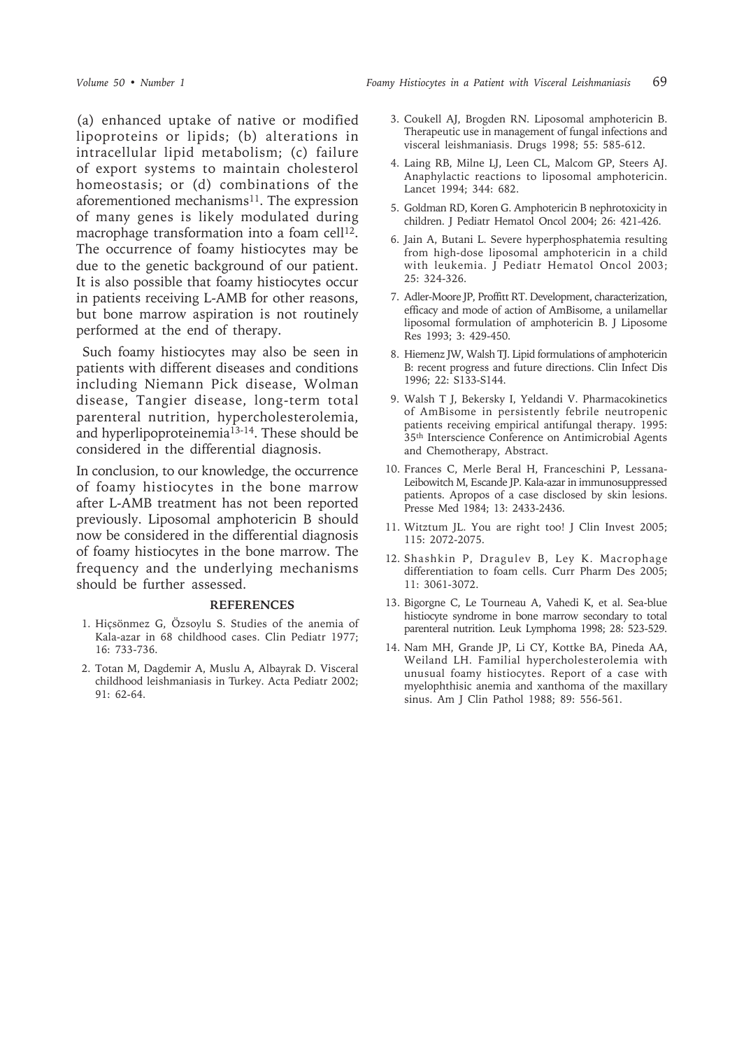(a) enhanced uptake of native or modified lipoproteins or lipids; (b) alterations in intracellular lipid metabolism; (c) failure of export systems to maintain cholesterol homeostasis; or (d) combinations of the aforementioned mechanisms[11]. The expression of many genes is likely modulated during macrophage transformation into a foam cell[12]. The occurrence of foamy histiocytes may be due to the genetic background of our patient. It is also possible that foamy histiocytes occur in patients receiving L-AMB for other reasons, but bone marrow aspiration is not routinely performed at the end of therapy.

Such foamy histiocytes may also be seen in patients with different diseases and conditions including Niemann Pick disease, Wolman disease, Tangier disease, long-term total parenteral nutrition, hypercholesterolemia, and hyperlipoproteinemia[13-14]. These should be considered in the differential diagnosis.

In conclusion, to our knowledge, the occurrence of foamy histiocytes in the bone marrow after L-AMB treatment has not been reported previously. Liposomal amphotericin B should now be considered in the differential diagnosis of foamy histiocytes in the bone marrow. The frequency and the underlying mechanisms should be further assessed.

## REFERENCES

1. Hiçsönmez G, Özsoylu S. Studies of the anemia of Kala-azar in 68 childhood cases. Clin Pediatr 1977; 16: 733-736.
2. Totan M, Dagdemir A, Muslu A, Albayrak D. Visceral childhood leishmaniasis in Turkey. Acta Pediatr 2002; 91: 62-64.
3. Coukell AJ, Brogden RN. Liposomal amphotericin B. Therapeutic use in management of fungal infections and visceral leishmaniasis. Drugs 1998; 55: 585-612.
4. Laing RB, Milne LJ, Leen CL, Malcom GP, Steers AJ. Anaphylactic reactions to liposomal amphotericin. Lancet 1994; 344: 682.
5. Goldman RD, Koren G. Amphotericin B nephrotoxicity in children. J Pediatr Hematol Oncol 2004; 26: 421-426.
6. Jain A, Butani L. Severe hyperphosphatemia resulting from high-dose liposomal amphotericin in a child with leukemia. J Pediatr Hematol Oncol 2003; 25: 324-326.
7. Adler-Moore JP, Proffitt RT. Development, characterization, efficacy and mode of action of AmBisome, a unilamellar liposomal formulation of amphotericin B. J Liposome Res 1993; 3: 429-450.
8. Hiemenz JW, Walsh TJ. Lipid formulations of amphotericin B: recent progress and future directions. Clin Infect Dis 1996; 22: S133-S144.
9. Walsh T J, Bekersky I, Yeldandi V. Pharmacokinetics of AmBisome in persistently febrile neutropenic patients receiving empirical antifungal therapy. 1995: 35th Interscience Conference on Antimicrobial Agents and Chemotherapy, Abstract.
10. Frances C, Merle Beral H, Franceschini P, Lessana-Leibowitch M, Escande JP. Kala-azar in immunosuppressed patients. Apropos of a case disclosed by skin lesions. Presse Med 1984; 13: 2433-2436.
11. Witztum JL. You are right too! J Clin Invest 2005; 115: 2072-2075.
12. Shashkin P, Dragulev B, Ley K. Macrophage differentiation to foam cells. Curr Pharm Des 2005; 11: 3061-3072.
13. Bigorgne C, Le Tourneau A, Vahedi K, et al. Sea-blue histiocyte syndrome in bone marrow secondary to total parenteral nutrition. Leuk Lymphoma 1998; 28: 523-529.
14. Nam MH, Grande JP, Li CY, Kottke BA, Pineda AA, Weiland LH. Familial hypercholesterolemia with unusual foamy histiocytes. Report of a case with myelophthisic anemia and xanthoma of the maxillary sinus. Am J Clin Pathol 1988; 89: 556-561.